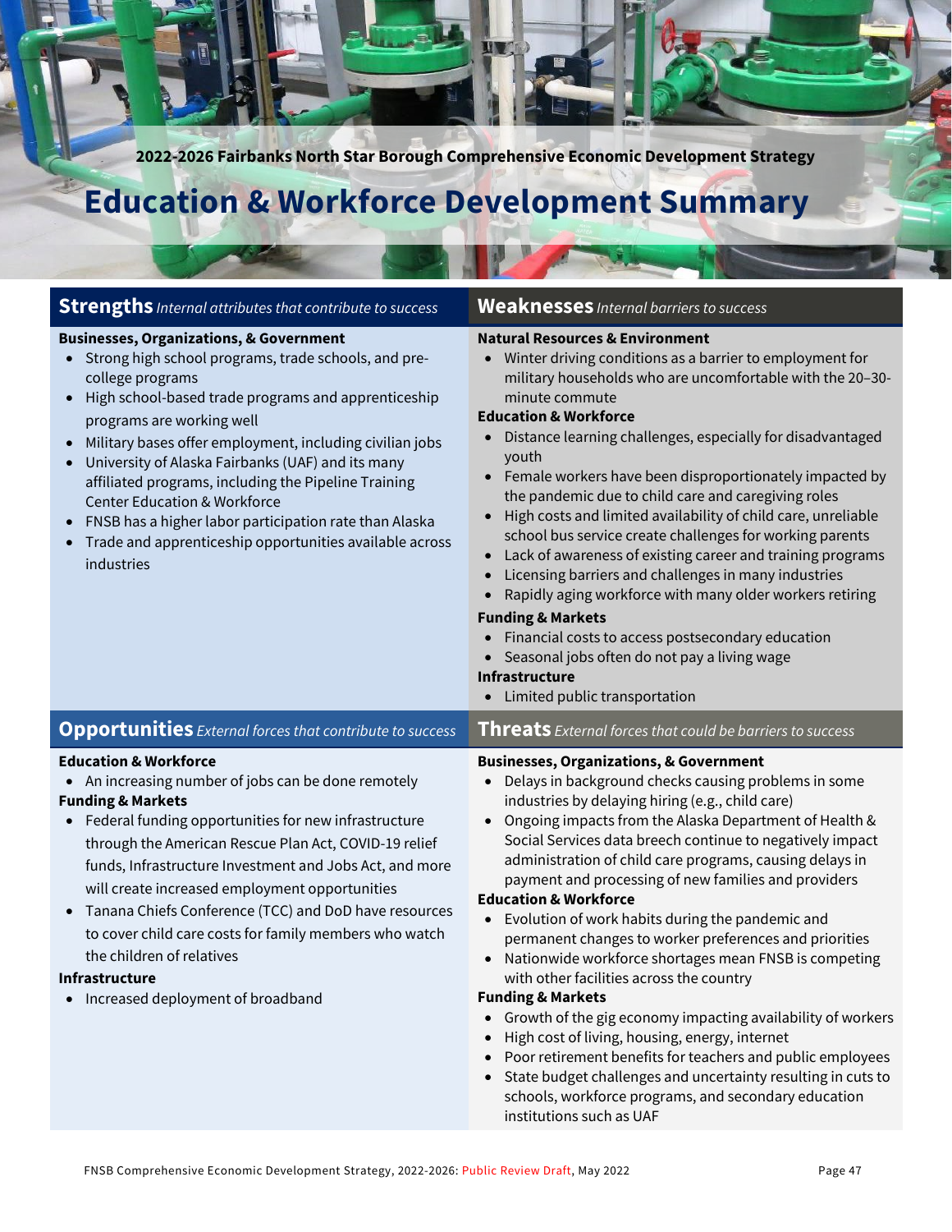2022-2026 Fairbanks North Star Borough Comprehensive Economic Development Strategy

# Education & Workforce Development Summary

## Strengths *Internal attributes that contribute to success*

**Businesses, Organizations, & Government**

- Strong high school programs, trade schools, and pre-college programs
- High school-based trade programs and apprenticeship programs are working well
- Military bases offer employment, including civilian jobs
- University of Alaska Fairbanks (UAF) and its many affiliated programs, including the Pipeline Training Center Education & Workforce
- FNSB has a higher labor participation rate than Alaska
- Trade and apprenticeship opportunities available across industries

## Weaknesses *Internal barriers to success*

**Natural Resources & Environment**

- Winter driving conditions as a barrier to employment for military households who are uncomfortable with the 20–30-minute commute

**Education & Workforce**

- Distance learning challenges, especially for disadvantaged youth
- Female workers have been disproportionately impacted by the pandemic due to child care and caregiving roles
- High costs and limited availability of child care, unreliable school bus service create challenges for working parents
- Lack of awareness of existing career and training programs
- Licensing barriers and challenges in many industries
- Rapidly aging workforce with many older workers retiring

**Funding & Markets**

- Financial costs to access postsecondary education
- Seasonal jobs often do not pay a living wage

**Infrastructure**

- Limited public transportation

## Opportunities *External forces that contribute to success*

**Education & Workforce**

- An increasing number of jobs can be done remotely

**Funding & Markets**

- Federal funding opportunities for new infrastructure through the American Rescue Plan Act, COVID-19 relief funds, Infrastructure Investment and Jobs Act, and more will create increased employment opportunities
- Tanana Chiefs Conference (TCC) and DoD have resources to cover child care costs for family members who watch the children of relatives

**Infrastructure**

- Increased deployment of broadband

## Threats *External forces that could be barriers to success*

**Businesses, Organizations, & Government**

- Delays in background checks causing problems in some industries by delaying hiring (e.g., child care)
- Ongoing impacts from the Alaska Department of Health & Social Services data breech continue to negatively impact administration of child care programs, causing delays in payment and processing of new families and providers

**Education & Workforce**

- Evolution of work habits during the pandemic and permanent changes to worker preferences and priorities
- Nationwide workforce shortages mean FNSB is competing with other facilities across the country

**Funding & Markets**

- Growth of the gig economy impacting availability of workers
- High cost of living, housing, energy, internet
- Poor retirement benefits for teachers and public employees
- State budget challenges and uncertainty resulting in cuts to schools, workforce programs, and secondary education institutions such as UAF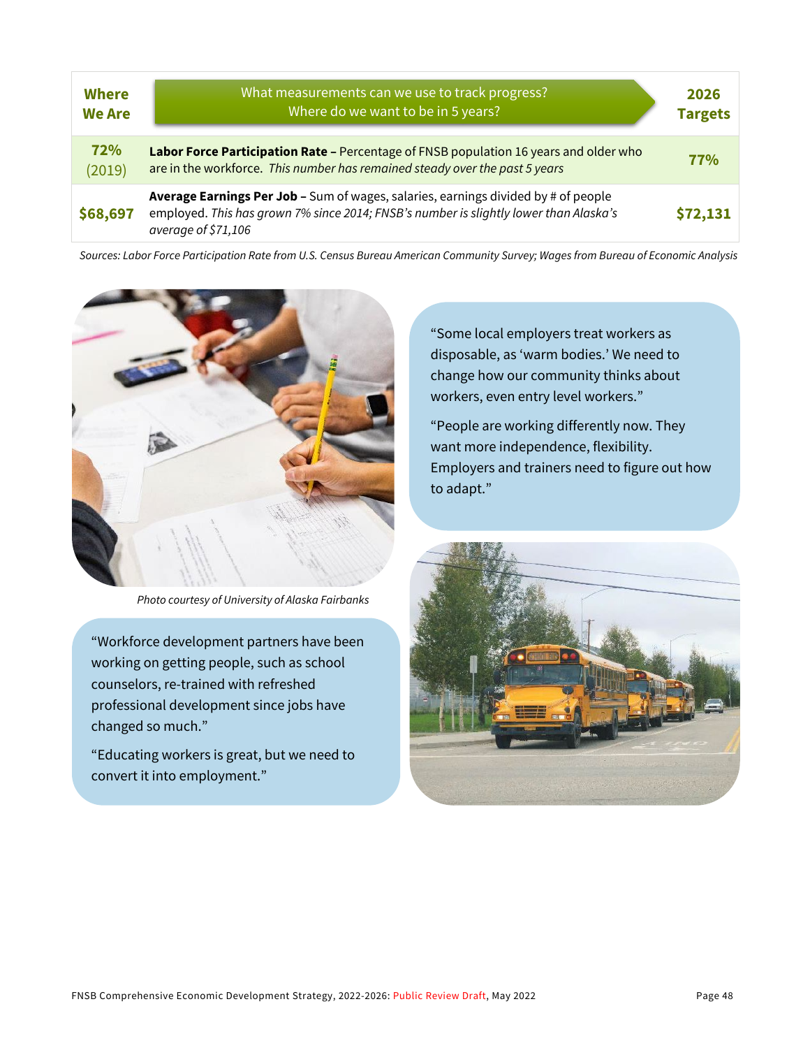| Where We Are | What measurements can we use to track progress? Where do we want to be in 5 years? | 2026 Targets |
|---|---|---|
| **72%** (2019) | **Labor Force Participation Rate –** Percentage of FNSB population 16 years and older who are in the workforce. *This number has remained steady over the past 5 years* | **77%** |
| **$68,697** | **Average Earnings Per Job –** Sum of wages, salaries, earnings divided by # of people employed. *This has grown 7% since 2014; FNSB's number is slightly lower than Alaska's average of $71,106* | **$72,131** |

*Sources: Labor Force Participation Rate from U.S. Census Bureau American Community Survey; Wages from Bureau of Economic Analysis*

*Photo courtesy of University of Alaska Fairbanks*

"Some local employers treat workers as disposable, as 'warm bodies.' We need to change how our community thinks about workers, even entry level workers."

"People are working differently now. They want more independence, flexibility. Employers and trainers need to figure out how to adapt."

"Workforce development partners have been working on getting people, such as school counselors, re-trained with refreshed professional development since jobs have changed so much."

"Educating workers is great, but we need to convert it into employment."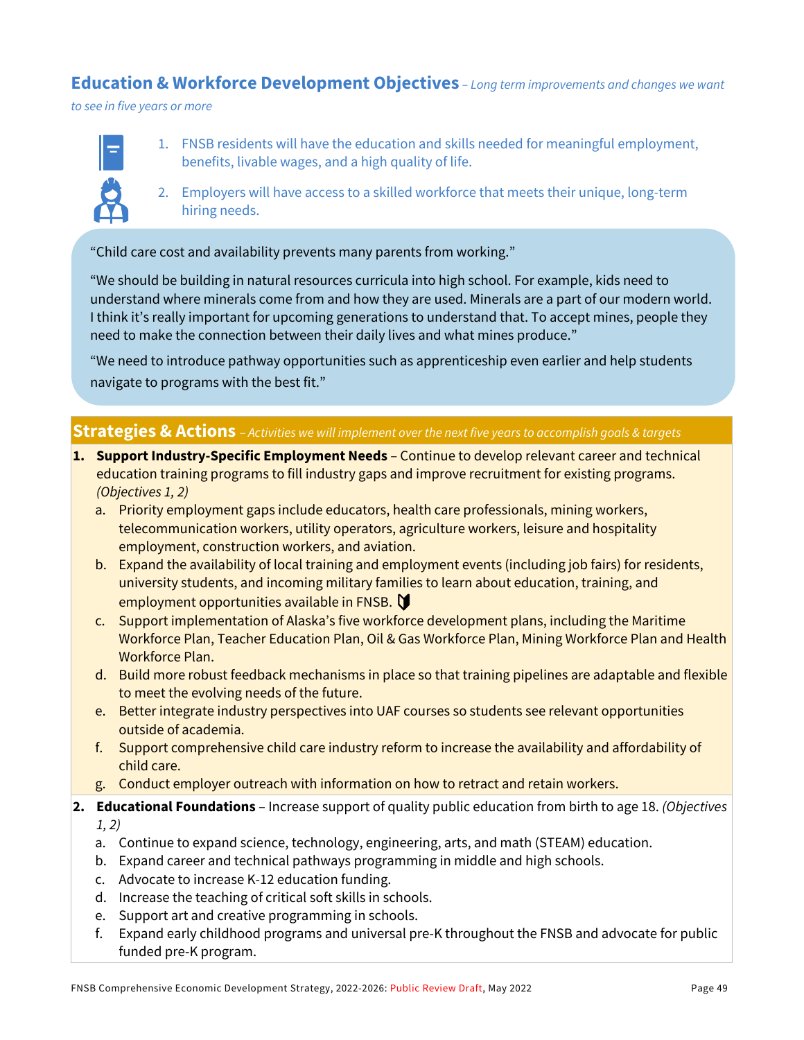## Education & Workforce Development Objectives – *Long term improvements and changes we want to see in five years or more*

1. FNSB residents will have the education and skills needed for meaningful employment, benefits, livable wages, and a high quality of life.
2. Employers will have access to a skilled workforce that meets their unique, long-term hiring needs.

"Child care cost and availability prevents many parents from working."

"We should be building in natural resources curricula into high school. For example, kids need to understand where minerals come from and how they are used. Minerals are a part of our modern world. I think it's really important for upcoming generations to understand that. To accept mines, people they need to make the connection between their daily lives and what mines produce."

"We need to introduce pathway opportunities such as apprenticeship even earlier and help students navigate to programs with the best fit."

## Strategies & Actions – *Activities we will implement over the next five years to accomplish goals & targets*

1. **Support Industry-Specific Employment Needs** – Continue to develop relevant career and technical education training programs to fill industry gaps and improve recruitment for existing programs. *(Objectives 1, 2)*
   a. Priority employment gaps include educators, health care professionals, mining workers, telecommunication workers, utility operators, agriculture workers, leisure and hospitality employment, construction workers, and aviation.
   b. Expand the availability of local training and employment events (including job fairs) for residents, university students, and incoming military families to learn about education, training, and employment opportunities available in FNSB.
   c. Support implementation of Alaska's five workforce development plans, including the Maritime Workforce Plan, Teacher Education Plan, Oil & Gas Workforce Plan, Mining Workforce Plan and Health Workforce Plan.
   d. Build more robust feedback mechanisms in place so that training pipelines are adaptable and flexible to meet the evolving needs of the future.
   e. Better integrate industry perspectives into UAF courses so students see relevant opportunities outside of academia.
   f. Support comprehensive child care industry reform to increase the availability and affordability of child care.
   g. Conduct employer outreach with information on how to retract and retain workers.
2. **Educational Foundations** – Increase support of quality public education from birth to age 18. *(Objectives 1, 2)*
   a. Continue to expand science, technology, engineering, arts, and math (STEAM) education.
   b. Expand career and technical pathways programming in middle and high schools.
   c. Advocate to increase K-12 education funding.
   d. Increase the teaching of critical soft skills in schools.
   e. Support art and creative programming in schools.
   f. Expand early childhood programs and universal pre-K throughout the FNSB and advocate for public funded pre-K program.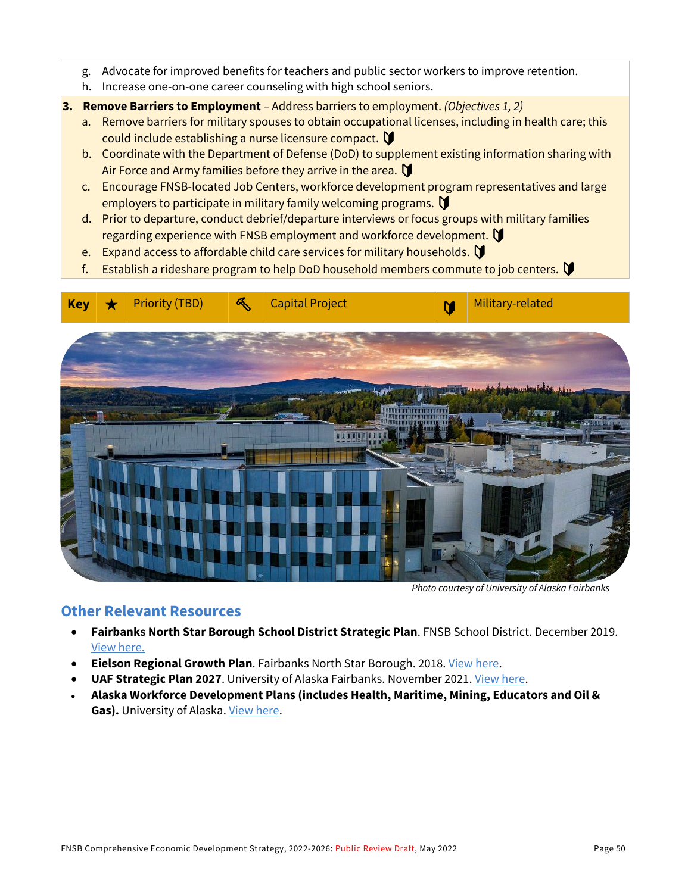g. Advocate for improved benefits for teachers and public sector workers to improve retention.
h. Increase one-on-one career counseling with high school seniors.

**3. Remove Barriers to Employment** – Address barriers to employment. *(Objectives 1, 2)*

a. Remove barriers for military spouses to obtain occupational licenses, including in health care; this could include establishing a nurse licensure compact. 🔰
b. Coordinate with the Department of Defense (DoD) to supplement existing information sharing with Air Force and Army families before they arrive in the area. 🔰
c. Encourage FNSB-located Job Centers, workforce development program representatives and large employers to participate in military family welcoming programs. 🔰
d. Prior to departure, conduct debrief/departure interviews or focus groups with military families regarding experience with FNSB employment and workforce development. 🔰
e. Expand access to affordable child care services for military households. 🔰
f. Establish a rideshare program to help DoD household members commute to job centers. 🔰

| Key | ★ | Priority (TBD) | 🔨 | Capital Project | 🔰 | Military-related |
|---|---|---|---|---|---|---|

*Photo courtesy of University of Alaska Fairbanks*

## Other Relevant Resources

- **Fairbanks North Star Borough School District Strategic Plan**. FNSB School District. December 2019. View here.
- **Eielson Regional Growth Plan**. Fairbanks North Star Borough. 2018. View here.
- **UAF Strategic Plan 2027**. University of Alaska Fairbanks. November 2021. View here.
- **Alaska Workforce Development Plans (includes Health, Maritime, Mining, Educators and Oil & Gas).** University of Alaska. View here.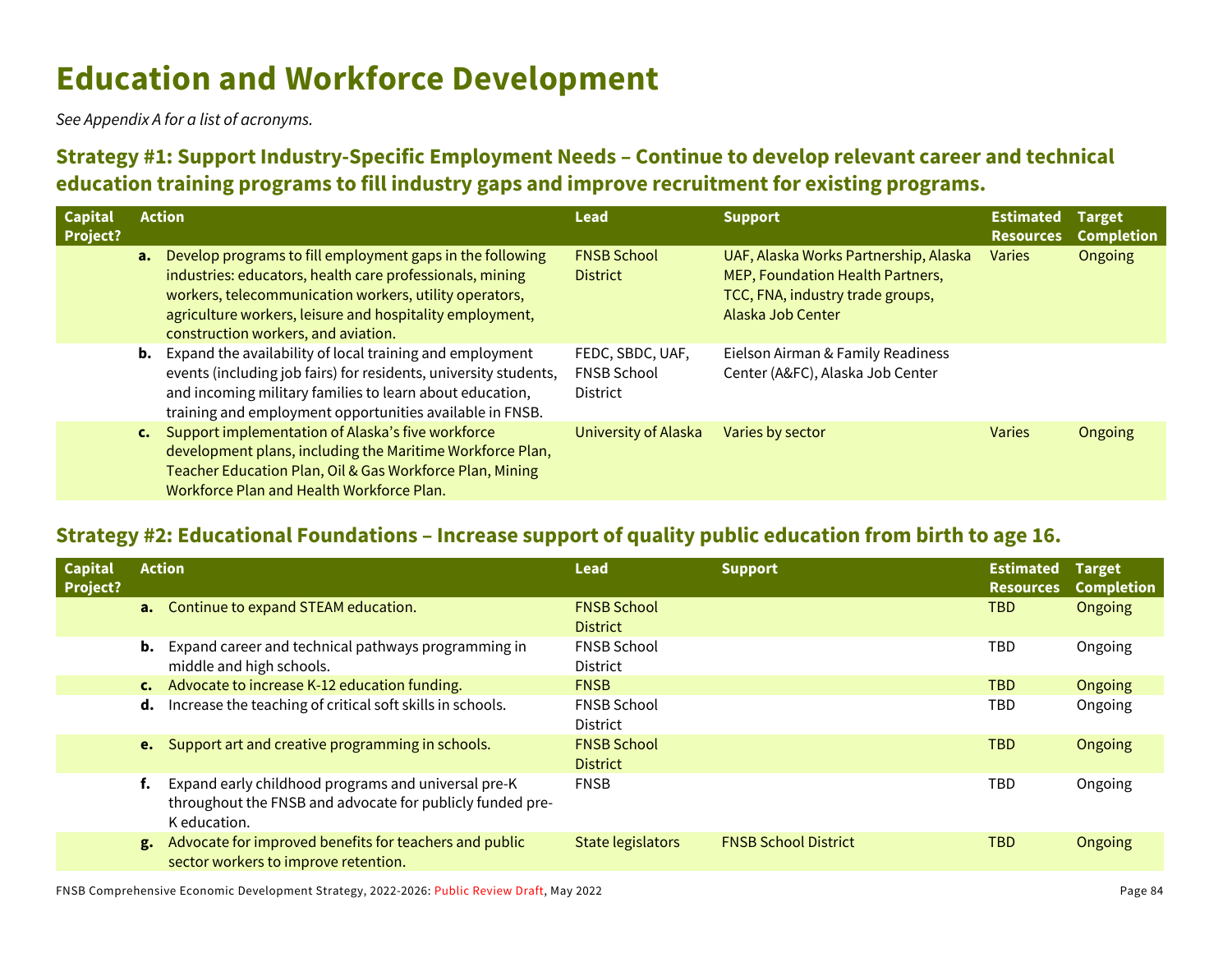# Education and Workforce Development

*See Appendix A for a list of acronyms.*

## Strategy #1: Support Industry-Specific Employment Needs – Continue to develop relevant career and technical education training programs to fill industry gaps and improve recruitment for existing programs.

| Capital Project? | Action | Lead | Support | Estimated Resources | Target Completion |
|---|---|---|---|---|---|
| | **a.** Develop programs to fill employment gaps in the following industries: educators, health care professionals, mining workers, telecommunication workers, utility operators, agriculture workers, leisure and hospitality employment, construction workers, and aviation. | FNSB School District | UAF, Alaska Works Partnership, Alaska MEP, Foundation Health Partners, TCC, FNA, industry trade groups, Alaska Job Center | Varies | Ongoing |
| | **b.** Expand the availability of local training and employment events (including job fairs) for residents, university students, and incoming military families to learn about education, training and employment opportunities available in FNSB. | FEDC, SBDC, UAF, FNSB School District | Eielson Airman & Family Readiness Center (A&FC), Alaska Job Center | | |
| | **c.** Support implementation of Alaska's five workforce development plans, including the Maritime Workforce Plan, Teacher Education Plan, Oil & Gas Workforce Plan, Mining Workforce Plan and Health Workforce Plan. | University of Alaska | Varies by sector | Varies | Ongoing |

## Strategy #2: Educational Foundations – Increase support of quality public education from birth to age 16.

| Capital Project? | Action | Lead | Support | Estimated Resources | Target Completion |
|---|---|---|---|---|---|
| | **a.** Continue to expand STEAM education. | FNSB School District | | TBD | Ongoing |
| | **b.** Expand career and technical pathways programming in middle and high schools. | FNSB School District | | TBD | Ongoing |
| | **c.** Advocate to increase K-12 education funding. | FNSB | | TBD | Ongoing |
| | **d.** Increase the teaching of critical soft skills in schools. | FNSB School District | | TBD | Ongoing |
| | **e.** Support art and creative programming in schools. | FNSB School District | | TBD | Ongoing |
| | **f.** Expand early childhood programs and universal pre-K throughout the FNSB and advocate for publicly funded pre-K education. | FNSB | | TBD | Ongoing |
| | **g.** Advocate for improved benefits for teachers and public sector workers to improve retention. | State legislators | FNSB School District | TBD | Ongoing |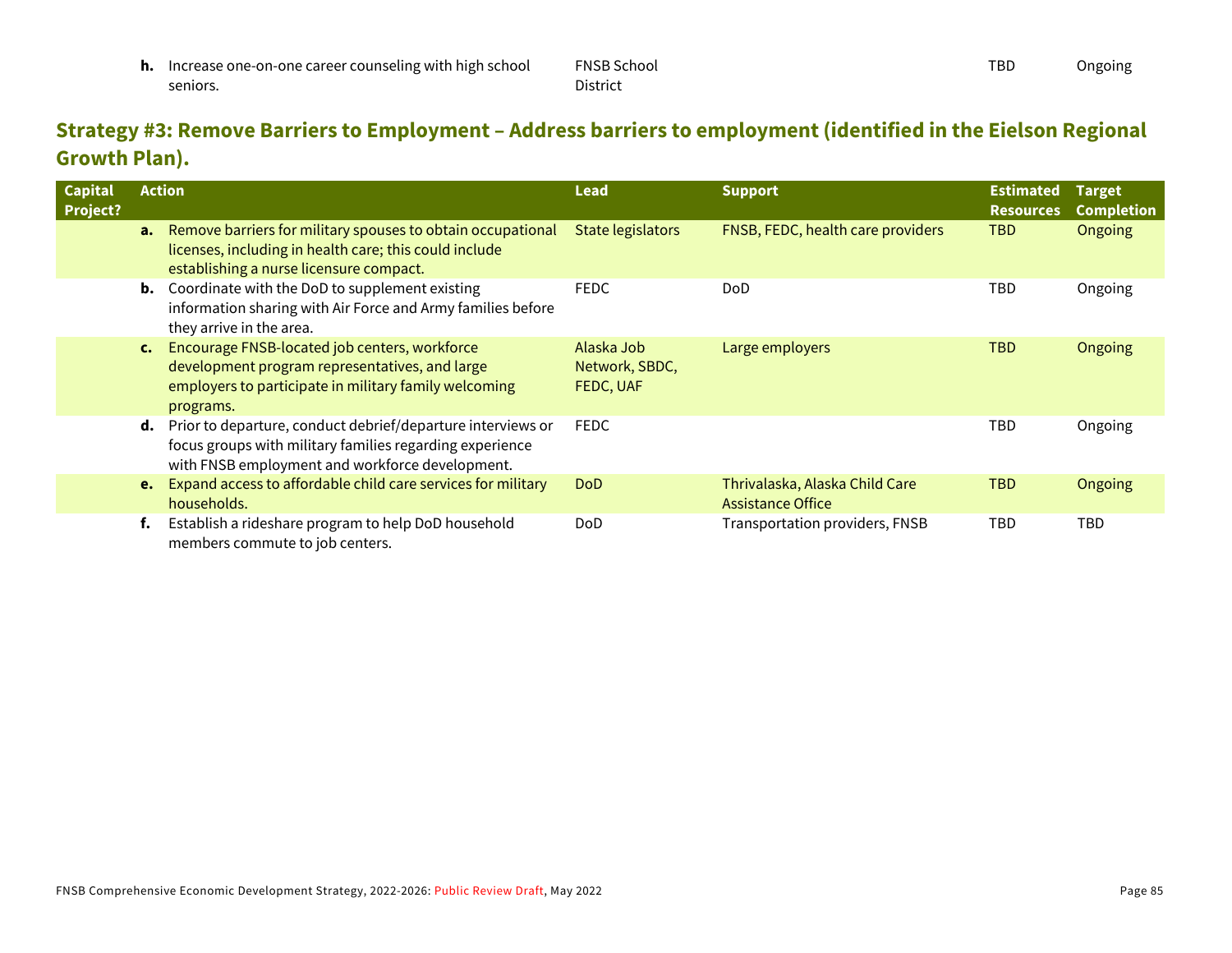| | | | | | |
|---|---|---|---|---|---|
| | **h.** Increase one-on-one career counseling with high school seniors. | FNSB School District | | TBD | Ongoing |

## Strategy #3: Remove Barriers to Employment – Address barriers to employment (identified in the Eielson Regional Growth Plan).

| Capital Project? | Action | Lead | Support | Estimated Resources | Target Completion |
|---|---|---|---|---|---|
| | **a.** Remove barriers for military spouses to obtain occupational licenses, including in health care; this could include establishing a nurse licensure compact. | State legislators | FNSB, FEDC, health care providers | TBD | Ongoing |
| | **b.** Coordinate with the DoD to supplement existing information sharing with Air Force and Army families before they arrive in the area. | FEDC | DoD | TBD | Ongoing |
| | **c.** Encourage FNSB-located job centers, workforce development program representatives, and large employers to participate in military family welcoming programs. | Alaska Job Network, SBDC, FEDC, UAF | Large employers | TBD | Ongoing |
| | **d.** Prior to departure, conduct debrief/departure interviews or focus groups with military families regarding experience with FNSB employment and workforce development. | FEDC | | TBD | Ongoing |
| | **e.** Expand access to affordable child care services for military households. | DoD | Thrivalaska, Alaska Child Care Assistance Office | TBD | Ongoing |
| | **f.** Establish a rideshare program to help DoD household members commute to job centers. | DoD | Transportation providers, FNSB | TBD | TBD |